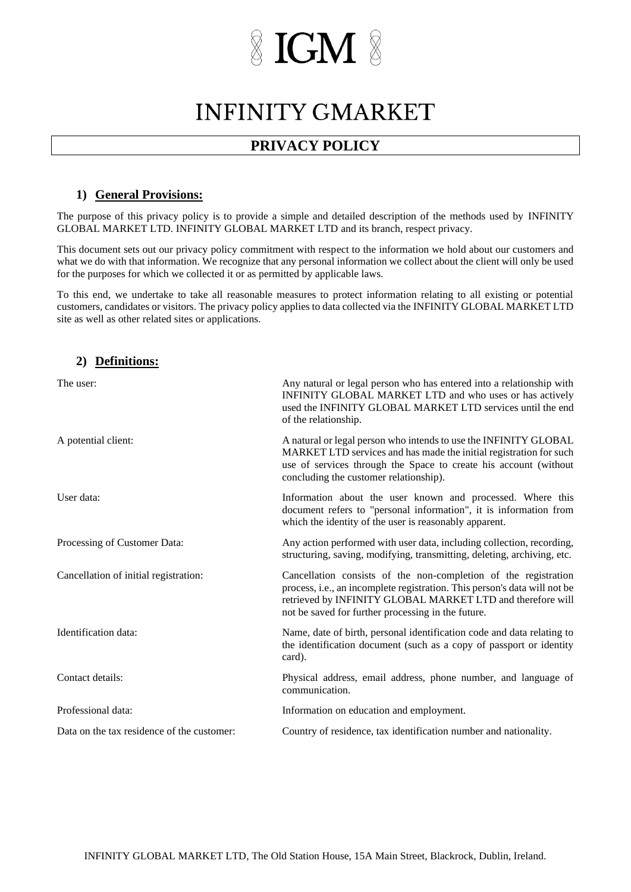# IGM

# INFINITY GMARKET

## PRIVACY POLICY

### 1) General Provisions:

The purpose of this privacy policy is to provide a simple and detailed description of the methods used by INFINITY GLOBAL MARKET LTD. INFINITY GLOBAL MARKET LTD and its branch, respect privacy.

This document sets out our privacy policy commitment with respect to the information we hold about our customers and what we do with that information. We recognize that any personal information we collect about the client will only be used for the purposes for which we collected it or as permitted by applicable laws.

To this end, we undertake to take all reasonable measures to protect information relating to all existing or potential customers, candidates or visitors. The privacy policy applies to data collected via the INFINITY GLOBAL MARKET LTD site as well as other related sites or applications.

### 2) Definitions:

| | |
|---|---|
| The user: | Any natural or legal person who has entered into a relationship with INFINITY GLOBAL MARKET LTD and who uses or has actively used the INFINITY GLOBAL MARKET LTD services until the end of the relationship. |
| A potential client: | A natural or legal person who intends to use the INFINITY GLOBAL MARKET LTD services and has made the initial registration for such use of services through the Space to create his account (without concluding the customer relationship). |
| User data: | Information about the user known and processed. Where this document refers to "personal information", it is information from which the identity of the user is reasonably apparent. |
| Processing of Customer Data: | Any action performed with user data, including collection, recording, structuring, saving, modifying, transmitting, deleting, archiving, etc. |
| Cancellation of initial registration: | Cancellation consists of the non-completion of the registration process, i.e., an incomplete registration. This person's data will not be retrieved by INFINITY GLOBAL MARKET LTD and therefore will not be saved for further processing in the future. |
| Identification data: | Name, date of birth, personal identification code and data relating to the identification document (such as a copy of passport or identity card). |
| Contact details: | Physical address, email address, phone number, and language of communication. |
| Professional data: | Information on education and employment. |
| Data on the tax residence of the customer: | Country of residence, tax identification number and nationality. |

INFINITY GLOBAL MARKET LTD, The Old Station House, 15A Main Street, Blackrock, Dublin, Ireland.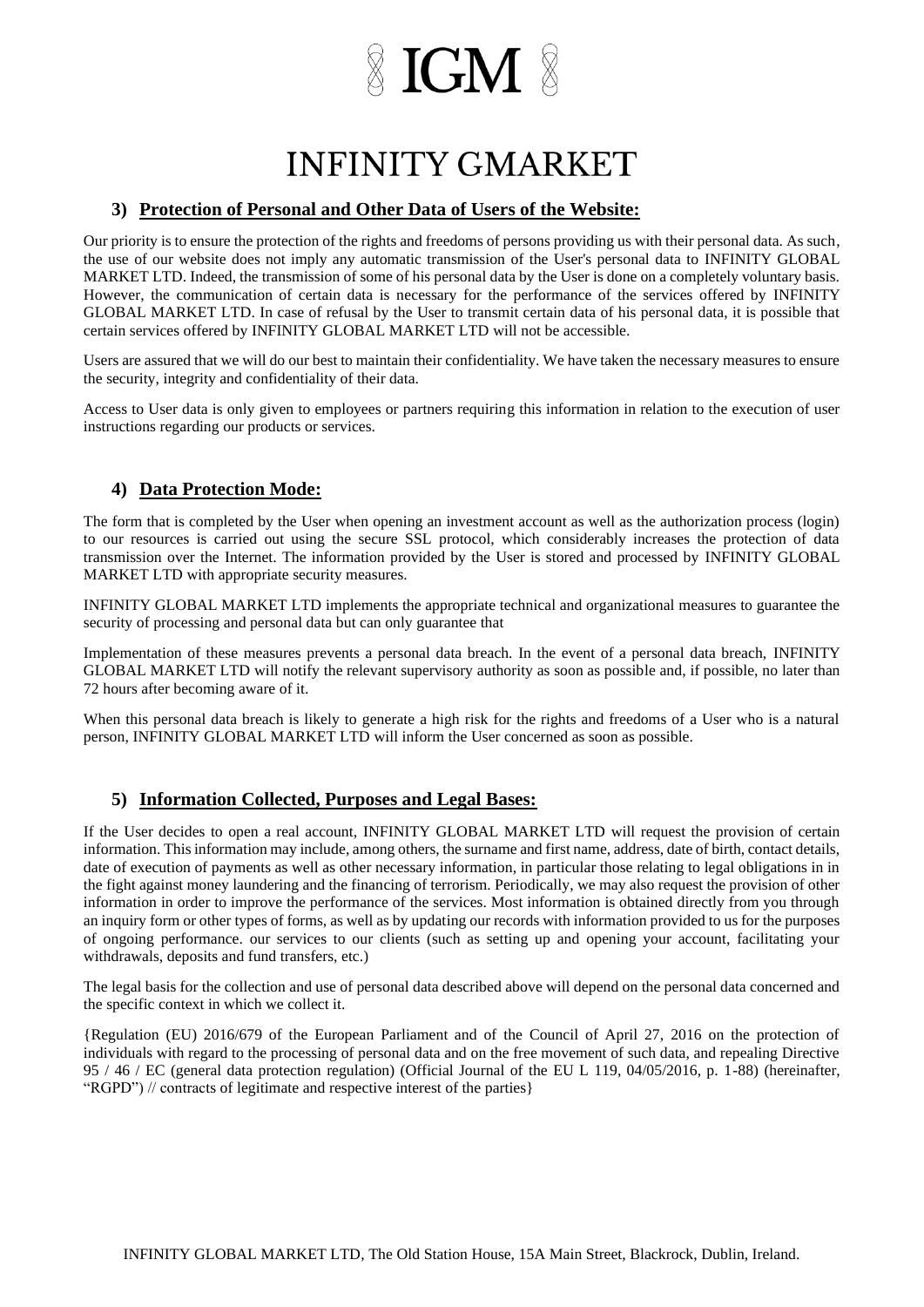## 3) Protection of Personal and Other Data of Users of the Website:

Our priority is to ensure the protection of the rights and freedoms of persons providing us with their personal data. As such, the use of our website does not imply any automatic transmission of the User's personal data to INFINITY GLOBAL MARKET LTD. Indeed, the transmission of some of his personal data by the User is done on a completely voluntary basis. However, the communication of certain data is necessary for the performance of the services offered by INFINITY GLOBAL MARKET LTD. In case of refusal by the User to transmit certain data of his personal data, it is possible that certain services offered by INFINITY GLOBAL MARKET LTD will not be accessible.

Users are assured that we will do our best to maintain their confidentiality. We have taken the necessary measures to ensure the security, integrity and confidentiality of their data.

Access to User data is only given to employees or partners requiring this information in relation to the execution of user instructions regarding our products or services.

## 4) Data Protection Mode:

The form that is completed by the User when opening an investment account as well as the authorization process (login) to our resources is carried out using the secure SSL protocol, which considerably increases the protection of data transmission over the Internet. The information provided by the User is stored and processed by INFINITY GLOBAL MARKET LTD with appropriate security measures.

INFINITY GLOBAL MARKET LTD implements the appropriate technical and organizational measures to guarantee the security of processing and personal data but can only guarantee that

Implementation of these measures prevents a personal data breach. In the event of a personal data breach, INFINITY GLOBAL MARKET LTD will notify the relevant supervisory authority as soon as possible and, if possible, no later than 72 hours after becoming aware of it.

When this personal data breach is likely to generate a high risk for the rights and freedoms of a User who is a natural person, INFINITY GLOBAL MARKET LTD will inform the User concerned as soon as possible.

## 5) Information Collected, Purposes and Legal Bases:

If the User decides to open a real account, INFINITY GLOBAL MARKET LTD will request the provision of certain information. This information may include, among others, the surname and first name, address, date of birth, contact details, date of execution of payments as well as other necessary information, in particular those relating to legal obligations in in the fight against money laundering and the financing of terrorism. Periodically, we may also request the provision of other information in order to improve the performance of the services. Most information is obtained directly from you through an inquiry form or other types of forms, as well as by updating our records with information provided to us for the purposes of ongoing performance. our services to our clients (such as setting up and opening your account, facilitating your withdrawals, deposits and fund transfers, etc.)

The legal basis for the collection and use of personal data described above will depend on the personal data concerned and the specific context in which we collect it.

{Regulation (EU) 2016/679 of the European Parliament and of the Council of April 27, 2016 on the protection of individuals with regard to the processing of personal data and on the free movement of such data, and repealing Directive 95 / 46 / EC (general data protection regulation) (Official Journal of the EU L 119, 04/05/2016, p. 1-88) (hereinafter, "RGPD") // contracts of legitimate and respective interest of the parties}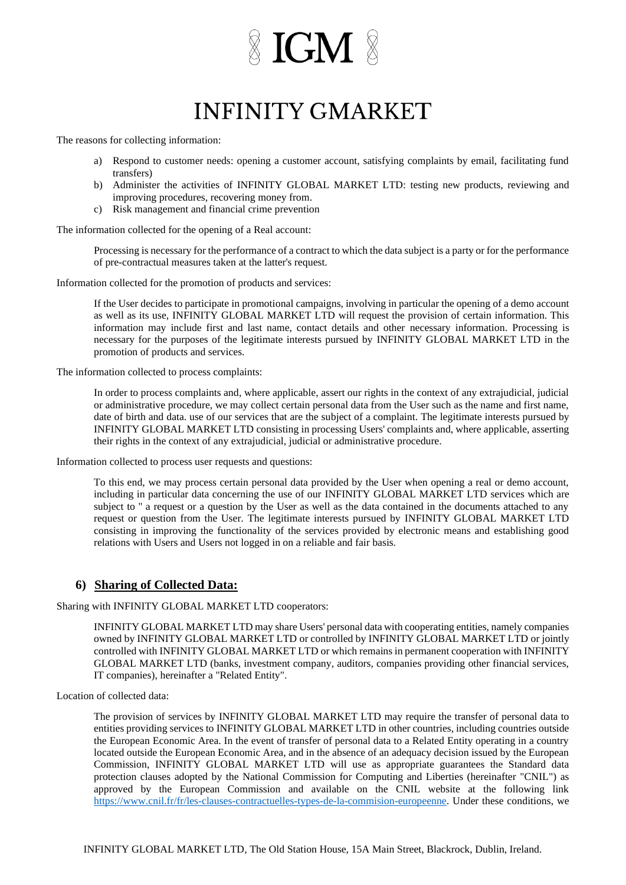The reasons for collecting information:

a) Respond to customer needs: opening a customer account, satisfying complaints by email, facilitating fund transfers)
b) Administer the activities of INFINITY GLOBAL MARKET LTD: testing new products, reviewing and improving procedures, recovering money from.
c) Risk management and financial crime prevention

The information collected for the opening of a Real account:

> Processing is necessary for the performance of a contract to which the data subject is a party or for the performance of pre-contractual measures taken at the latter's request.

Information collected for the promotion of products and services:

> If the User decides to participate in promotional campaigns, involving in particular the opening of a demo account as well as its use, INFINITY GLOBAL MARKET LTD will request the provision of certain information. This information may include first and last name, contact details and other necessary information. Processing is necessary for the purposes of the legitimate interests pursued by INFINITY GLOBAL MARKET LTD in the promotion of products and services.

The information collected to process complaints:

> In order to process complaints and, where applicable, assert our rights in the context of any extrajudicial, judicial or administrative procedure, we may collect certain personal data from the User such as the name and first name, date of birth and data. use of our services that are the subject of a complaint. The legitimate interests pursued by INFINITY GLOBAL MARKET LTD consisting in processing Users' complaints and, where applicable, asserting their rights in the context of any extrajudicial, judicial or administrative procedure.

Information collected to process user requests and questions:

> To this end, we may process certain personal data provided by the User when opening a real or demo account, including in particular data concerning the use of our INFINITY GLOBAL MARKET LTD services which are subject to " a request or a question by the User as well as the data contained in the documents attached to any request or question from the User. The legitimate interests pursued by INFINITY GLOBAL MARKET LTD consisting in improving the functionality of the services provided by electronic means and establishing good relations with Users and Users not logged in on a reliable and fair basis.

## 6) Sharing of Collected Data:

Sharing with INFINITY GLOBAL MARKET LTD cooperators:

> INFINITY GLOBAL MARKET LTD may share Users' personal data with cooperating entities, namely companies owned by INFINITY GLOBAL MARKET LTD or controlled by INFINITY GLOBAL MARKET LTD or jointly controlled with INFINITY GLOBAL MARKET LTD or which remains in permanent cooperation with INFINITY GLOBAL MARKET LTD (banks, investment company, auditors, companies providing other financial services, IT companies), hereinafter a "Related Entity".

Location of collected data:

> The provision of services by INFINITY GLOBAL MARKET LTD may require the transfer of personal data to entities providing services to INFINITY GLOBAL MARKET LTD in other countries, including countries outside the European Economic Area. In the event of transfer of personal data to a Related Entity operating in a country located outside the European Economic Area, and in the absence of an adequacy decision issued by the European Commission, INFINITY GLOBAL MARKET LTD will use as appropriate guarantees the Standard data protection clauses adopted by the National Commission for Computing and Liberties (hereinafter "CNIL") as approved by the European Commission and available on the CNIL website at the following link [https://www.cnil.fr/fr/les-clauses-contractuelles-types-de-la-commision-europeenne](https://www.cnil.fr/fr/les-clauses-contractuelles-types-de-la-commision-europeenne). Under these conditions, we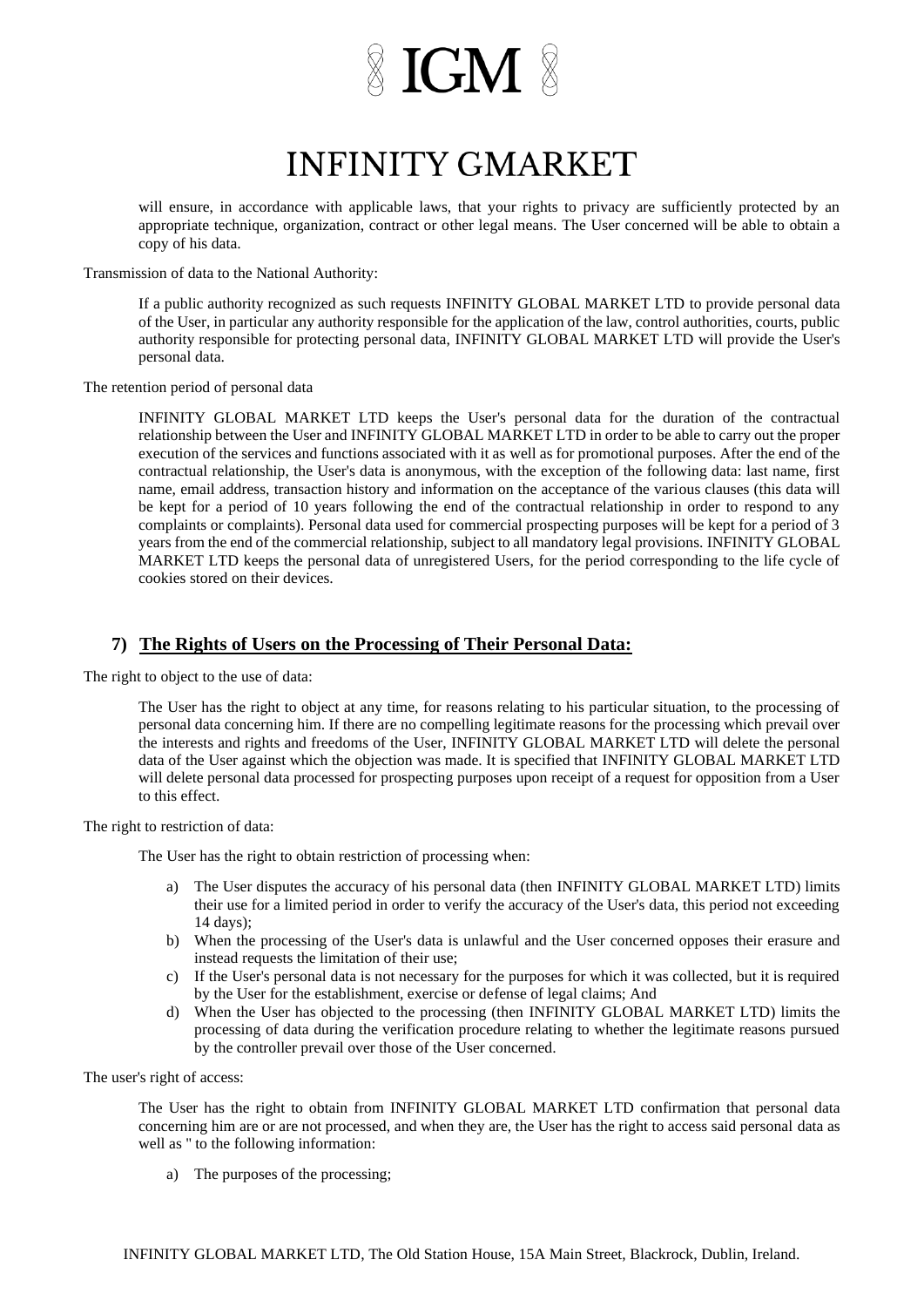will ensure, in accordance with applicable laws, that your rights to privacy are sufficiently protected by an appropriate technique, organization, contract or other legal means. The User concerned will be able to obtain a copy of his data.

Transmission of data to the National Authority:

If a public authority recognized as such requests INFINITY GLOBAL MARKET LTD to provide personal data of the User, in particular any authority responsible for the application of the law, control authorities, courts, public authority responsible for protecting personal data, INFINITY GLOBAL MARKET LTD will provide the User's personal data.

The retention period of personal data

INFINITY GLOBAL MARKET LTD keeps the User's personal data for the duration of the contractual relationship between the User and INFINITY GLOBAL MARKET LTD in order to be able to carry out the proper execution of the services and functions associated with it as well as for promotional purposes. After the end of the contractual relationship, the User's data is anonymous, with the exception of the following data: last name, first name, email address, transaction history and information on the acceptance of the various clauses (this data will be kept for a period of 10 years following the end of the contractual relationship in order to respond to any complaints or complaints). Personal data used for commercial prospecting purposes will be kept for a period of 3 years from the end of the commercial relationship, subject to all mandatory legal provisions. INFINITY GLOBAL MARKET LTD keeps the personal data of unregistered Users, for the period corresponding to the life cycle of cookies stored on their devices.

## 7) The Rights of Users on the Processing of Their Personal Data:

The right to object to the use of data:

The User has the right to object at any time, for reasons relating to his particular situation, to the processing of personal data concerning him. If there are no compelling legitimate reasons for the processing which prevail over the interests and rights and freedoms of the User, INFINITY GLOBAL MARKET LTD will delete the personal data of the User against which the objection was made. It is specified that INFINITY GLOBAL MARKET LTD will delete personal data processed for prospecting purposes upon receipt of a request for opposition from a User to this effect.

The right to restriction of data:

The User has the right to obtain restriction of processing when:

a) The User disputes the accuracy of his personal data (then INFINITY GLOBAL MARKET LTD) limits their use for a limited period in order to verify the accuracy of the User's data, this period not exceeding 14 days);
b) When the processing of the User's data is unlawful and the User concerned opposes their erasure and instead requests the limitation of their use;
c) If the User's personal data is not necessary for the purposes for which it was collected, but it is required by the User for the establishment, exercise or defense of legal claims; And
d) When the User has objected to the processing (then INFINITY GLOBAL MARKET LTD) limits the processing of data during the verification procedure relating to whether the legitimate reasons pursued by the controller prevail over those of the User concerned.

The user's right of access:

The User has the right to obtain from INFINITY GLOBAL MARKET LTD confirmation that personal data concerning him are or are not processed, and when they are, the User has the right to access said personal data as well as " to the following information:

a) The purposes of the processing;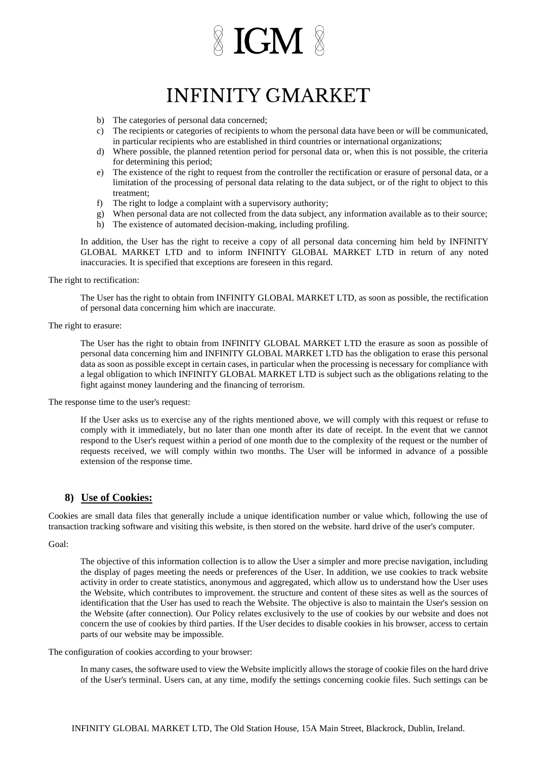b) The categories of personal data concerned;
c) The recipients or categories of recipients to whom the personal data have been or will be communicated, in particular recipients who are established in third countries or international organizations;
d) Where possible, the planned retention period for personal data or, when this is not possible, the criteria for determining this period;
e) The existence of the right to request from the controller the rectification or erasure of personal data, or a limitation of the processing of personal data relating to the data subject, or of the right to object to this treatment;
f) The right to lodge a complaint with a supervisory authority;
g) When personal data are not collected from the data subject, any information available as to their source;
h) The existence of automated decision-making, including profiling.

In addition, the User has the right to receive a copy of all personal data concerning him held by INFINITY GLOBAL MARKET LTD and to inform INFINITY GLOBAL MARKET LTD in return of any noted inaccuracies. It is specified that exceptions are foreseen in this regard.

The right to rectification:

The User has the right to obtain from INFINITY GLOBAL MARKET LTD, as soon as possible, the rectification of personal data concerning him which are inaccurate.

The right to erasure:

The User has the right to obtain from INFINITY GLOBAL MARKET LTD the erasure as soon as possible of personal data concerning him and INFINITY GLOBAL MARKET LTD has the obligation to erase this personal data as soon as possible except in certain cases, in particular when the processing is necessary for compliance with a legal obligation to which INFINITY GLOBAL MARKET LTD is subject such as the obligations relating to the fight against money laundering and the financing of terrorism.

The response time to the user's request:

If the User asks us to exercise any of the rights mentioned above, we will comply with this request or refuse to comply with it immediately, but no later than one month after its date of receipt. In the event that we cannot respond to the User's request within a period of one month due to the complexity of the request or the number of requests received, we will comply within two months. The User will be informed in advance of a possible extension of the response time.

## 8) Use of Cookies:

Cookies are small data files that generally include a unique identification number or value which, following the use of transaction tracking software and visiting this website, is then stored on the website. hard drive of the user's computer.

Goal:

The objective of this information collection is to allow the User a simpler and more precise navigation, including the display of pages meeting the needs or preferences of the User. In addition, we use cookies to track website activity in order to create statistics, anonymous and aggregated, which allow us to understand how the User uses the Website, which contributes to improvement. the structure and content of these sites as well as the sources of identification that the User has used to reach the Website. The objective is also to maintain the User's session on the Website (after connection). Our Policy relates exclusively to the use of cookies by our website and does not concern the use of cookies by third parties. If the User decides to disable cookies in his browser, access to certain parts of our website may be impossible.

The configuration of cookies according to your browser:

In many cases, the software used to view the Website implicitly allows the storage of cookie files on the hard drive of the User's terminal. Users can, at any time, modify the settings concerning cookie files. Such settings can be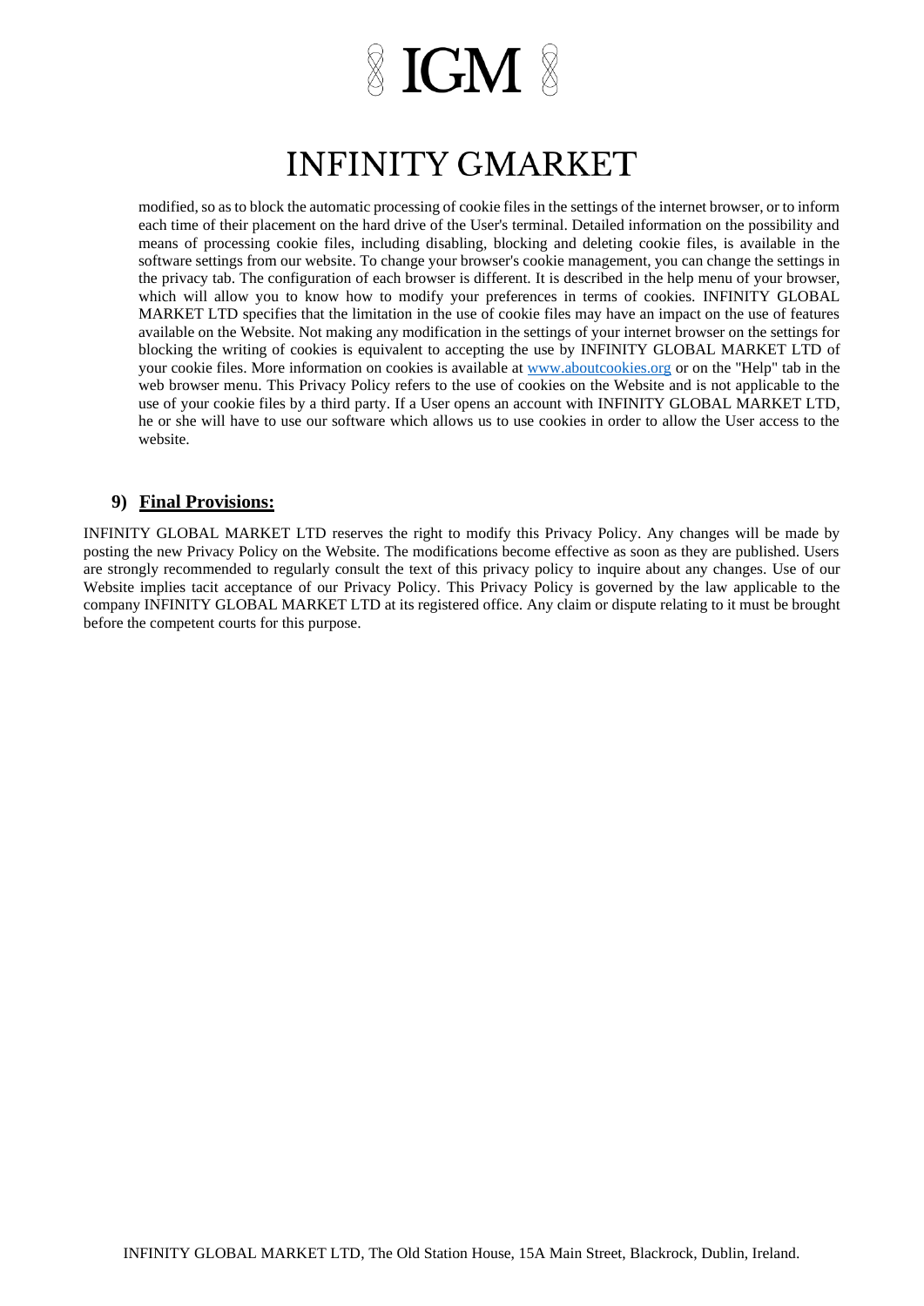modified, so as to block the automatic processing of cookie files in the settings of the internet browser, or to inform each time of their placement on the hard drive of the User's terminal. Detailed information on the possibility and means of processing cookie files, including disabling, blocking and deleting cookie files, is available in the software settings from our website. To change your browser's cookie management, you can change the settings in the privacy tab. The configuration of each browser is different. It is described in the help menu of your browser, which will allow you to know how to modify your preferences in terms of cookies. INFINITY GLOBAL MARKET LTD specifies that the limitation in the use of cookie files may have an impact on the use of features available on the Website. Not making any modification in the settings of your internet browser on the settings for blocking the writing of cookies is equivalent to accepting the use by INFINITY GLOBAL MARKET LTD of your cookie files. More information on cookies is available at [www.aboutcookies.org](http://www.aboutcookies.org) or on the "Help" tab in the web browser menu. This Privacy Policy refers to the use of cookies on the Website and is not applicable to the use of your cookie files by a third party. If a User opens an account with INFINITY GLOBAL MARKET LTD, he or she will have to use our software which allows us to use cookies in order to allow the User access to the website.

## 9) Final Provisions:

INFINITY GLOBAL MARKET LTD reserves the right to modify this Privacy Policy. Any changes will be made by posting the new Privacy Policy on the Website. The modifications become effective as soon as they are published. Users are strongly recommended to regularly consult the text of this privacy policy to inquire about any changes. Use of our Website implies tacit acceptance of our Privacy Policy. This Privacy Policy is governed by the law applicable to the company INFINITY GLOBAL MARKET LTD at its registered office. Any claim or dispute relating to it must be brought before the competent courts for this purpose.